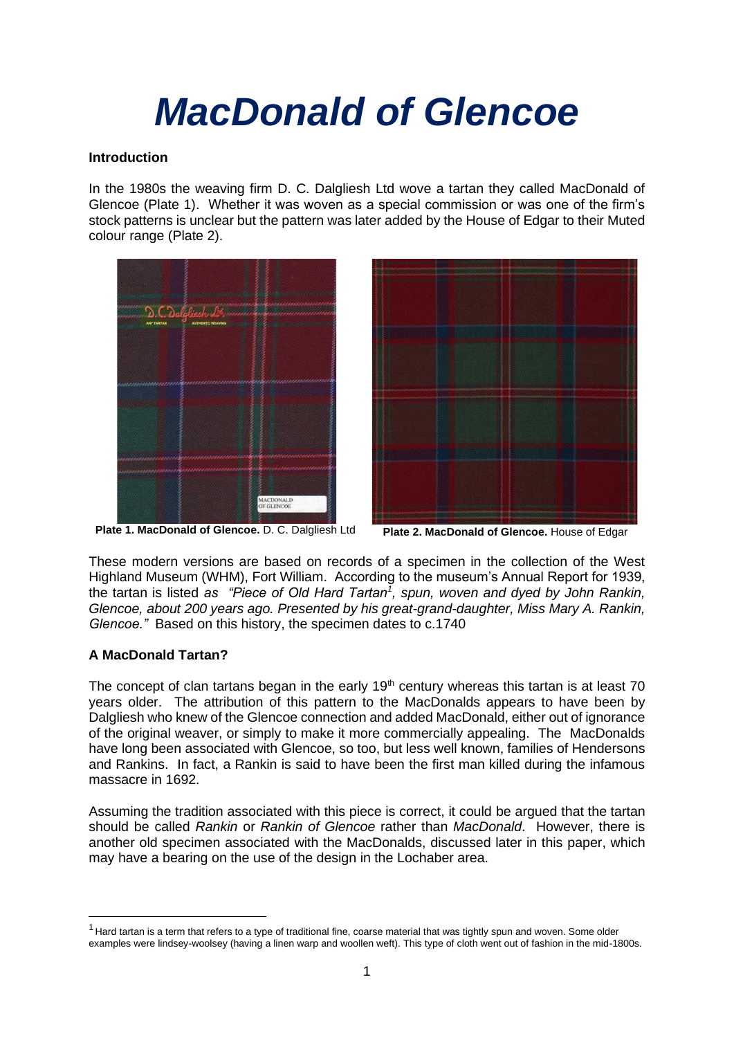# *MacDonald of Glencoe*

**Introduction**

In the 1980s the weaving firm D. C. Dalgliesh Ltd wove a tartan they called MacDonald of Glencoe (Plate 1). Whether it was woven as a special commission or was one of the firm's stock patterns is unclear but the pattern was later added by the House of Edgar to their Muted colour range (Plate 2).

**Plate 1. MacDonald of Glencoe.** D. C. Dalgliesh Ltd

**Plate 2. MacDonald of Glencoe.** House of Edgar

These modern versions are based on records of a specimen in the collection of the West Highland Museum (WHM), Fort William. According to the museum's Annual Report for 1939, the tartan is listed *as "Piece of Old Hard Tartan[1], spun, woven and dyed by John Rankin, Glencoe, about 200 years ago. Presented by his great-grand-daughter, Miss Mary A. Rankin, Glencoe."* Based on this history, the specimen dates to c.1740

**A MacDonald Tartan?**

The concept of clan tartans began in the early 19th century whereas this tartan is at least 70 years older. The attribution of this pattern to the MacDonalds appears to have been by Dalgliesh who knew of the Glencoe connection and added MacDonald, either out of ignorance of the original weaver, or simply to make it more commercially appealing. The MacDonalds have long been associated with Glencoe, so too, but less well known, families of Hendersons and Rankins. In fact, a Rankin is said to have been the first man killed during the infamous massacre in 1692.

Assuming the tradition associated with this piece is correct, it could be argued that the tartan should be called *Rankin* or *Rankin of Glencoe* rather than *MacDonald*. However, there is another old specimen associated with the MacDonalds, discussed later in this paper, which may have a bearing on the use of the design in the Lochaber area.

[1] Hard tartan is a term that refers to a type of traditional fine, coarse material that was tightly spun and woven. Some older examples were lindsey-woolsey (having a linen warp and woollen weft). This type of cloth went out of fashion in the mid-1800s.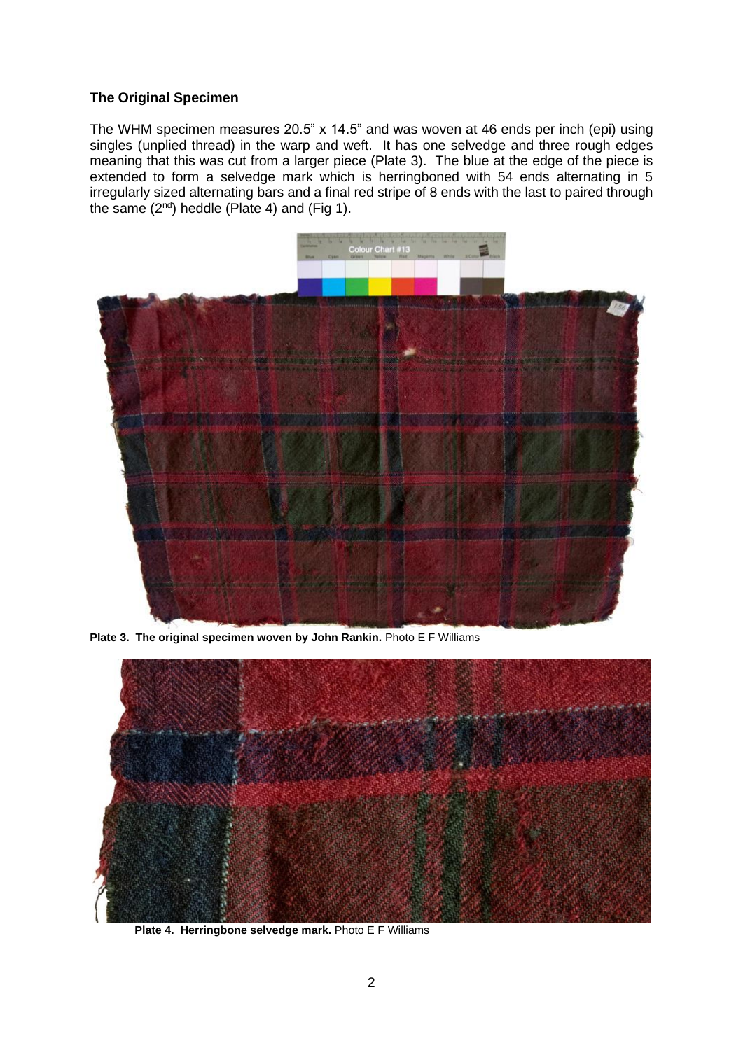**The Original Specimen**

The WHM specimen measures 20.5" x 14.5" and was woven at 46 ends per inch (epi) using singles (unplied thread) in the warp and weft. It has one selvedge and three rough edges meaning that this was cut from a larger piece (Plate 3). The blue at the edge of the piece is extended to form a selvedge mark which is herringboned with 54 ends alternating in 5 irregularly sized alternating bars and a final red stripe of 8 ends with the last to paired through the same (2[nd]) heddle (Plate 4) and (Fig 1).

**Plate 3. The original specimen woven by John Rankin.** Photo E F Williams

**Plate 4. Herringbone selvedge mark.** Photo E F Williams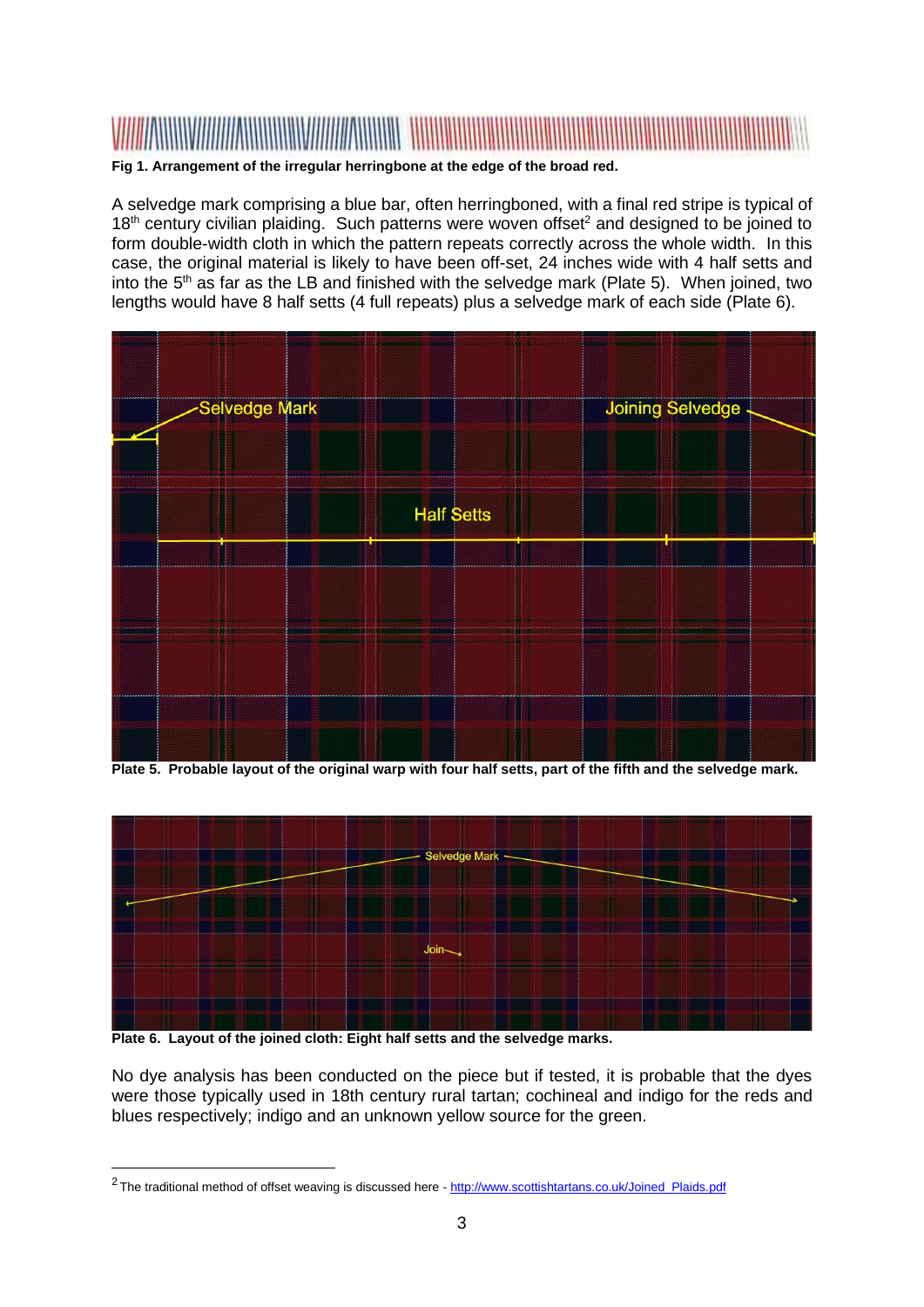**Fig 1. Arrangement of the irregular herringbone at the edge of the broad red.**

A selvedge mark comprising a blue bar, often herringboned, with a final red stripe is typical of 18th century civilian plaiding. Such patterns were woven offset[2] and designed to be joined to form double-width cloth in which the pattern repeats correctly across the whole width. In this case, the original material is likely to have been off-set, 24 inches wide with 4 half setts and into the 5th as far as the LB and finished with the selvedge mark (Plate 5). When joined, two lengths would have 8 half setts (4 full repeats) plus a selvedge mark of each side (Plate 6).

**Plate 5. Probable layout of the original warp with four half setts, part of the fifth and the selvedge mark.**

**Plate 6. Layout of the joined cloth: Eight half setts and the selvedge marks.**

No dye analysis has been conducted on the piece but if tested, it is probable that the dyes were those typically used in 18th century rural tartan; cochineal and indigo for the reds and blues respectively; indigo and an unknown yellow source for the green.

[2] The traditional method of offset weaving is discussed here - http://www.scottishtartans.co.uk/Joined_Plaids.pdf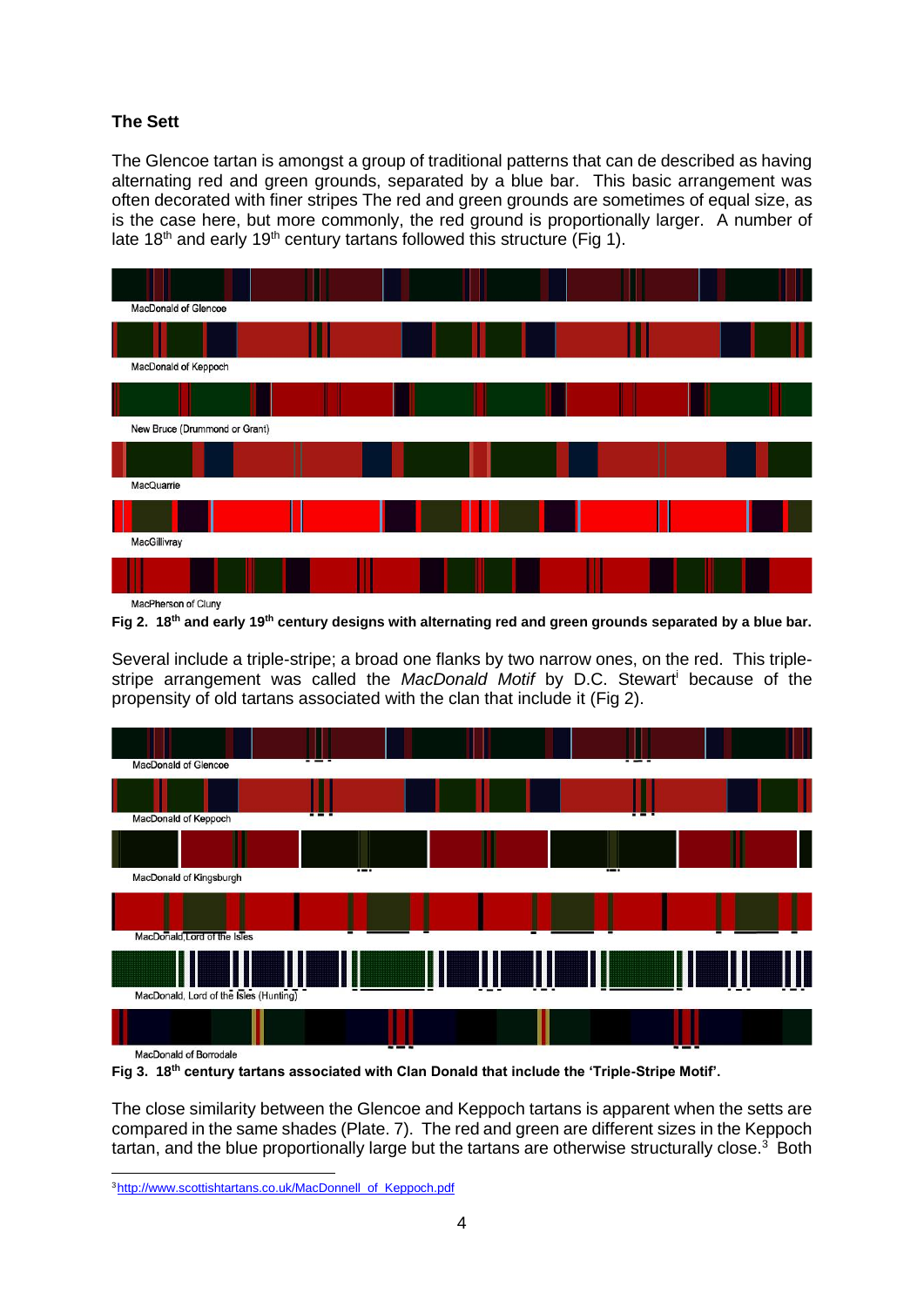### The Sett

The Glencoe tartan is amongst a group of traditional patterns that can de described as having alternating red and green grounds, separated by a blue bar. This basic arrangement was often decorated with finer stripes The red and green grounds are sometimes of equal size, as is the case here, but more commonly, the red ground is proportionally larger. A number of late 18th and early 19th century tartans followed this structure (Fig 1).

MacDonald of Glencoe

MacDonald of Keppoch

New Bruce (Drummond or Grant)

MacQuarrie

MacGillivray

MacPherson of Cluny

**Fig 2. 18th and early 19th century designs with alternating red and green grounds separated by a blue bar.**

Several include a triple-stripe; a broad one flanks by two narrow ones, on the red. This triple-stripe arrangement was called the *MacDonald Motif* by D.C. Stewart[i] because of the propensity of old tartans associated with the clan that include it (Fig 2).

MacDonald of Glencoe

MacDonald of Keppoch

MacDonald of Kingsburgh

MacDonald, Lord of the Isles

MacDonald, Lord of the Isles (Hunting)

MacDonald of Borrodale

**Fig 3. 18th century tartans associated with Clan Donald that include the 'Triple-Stripe Motif'.**

The close similarity between the Glencoe and Keppoch tartans is apparent when the setts are compared in the same shades (Plate. 7). The red and green are different sizes in the Keppoch tartan, and the blue proportionally large but the tartans are otherwise structurally close.[3] Both

[3] http://www.scottishtartans.co.uk/MacDonnell_of_Keppoch.pdf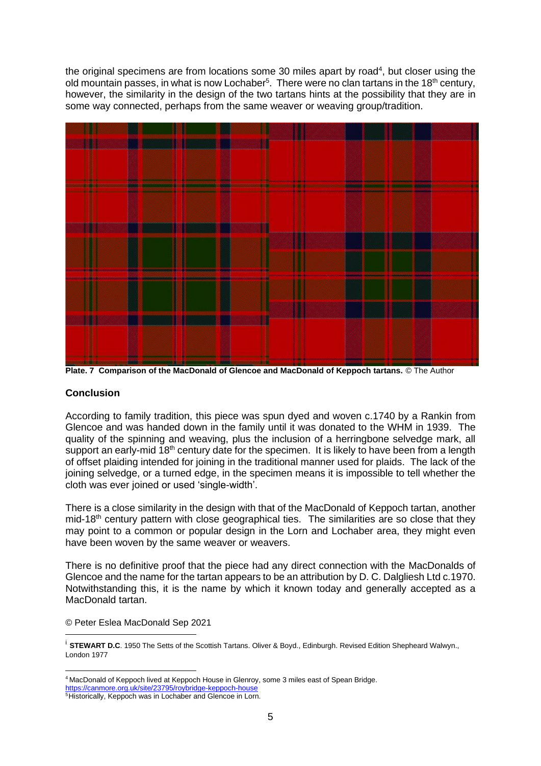the original specimens are from locations some 30 miles apart by road[4], but closer using the old mountain passes, in what is now Lochaber[5]. There were no clan tartans in the 18th century, however, the similarity in the design of the two tartans hints at the possibility that they are in some way connected, perhaps from the same weaver or weaving group/tradition.

**Plate. 7 Comparison of the MacDonald of Glencoe and MacDonald of Keppoch tartans.** © The Author

### Conclusion

According to family tradition, this piece was spun dyed and woven c.1740 by a Rankin from Glencoe and was handed down in the family until it was donated to the WHM in 1939. The quality of the spinning and weaving, plus the inclusion of a herringbone selvedge mark, all support an early-mid 18th century date for the specimen. It is likely to have been from a length of offset plaiding intended for joining in the traditional manner used for plaids. The lack of the joining selvedge, or a turned edge, in the specimen means it is impossible to tell whether the cloth was ever joined or used 'single-width'.

There is a close similarity in the design with that of the MacDonald of Keppoch tartan, another mid-18th century pattern with close geographical ties. The similarities are so close that they may point to a common or popular design in the Lorn and Lochaber area, they might even have been woven by the same weaver or weavers.

There is no definitive proof that the piece had any direct connection with the MacDonalds of Glencoe and the name for the tartan appears to be an attribution by D. C. Dalgliesh Ltd c.1970. Notwithstanding this, it is the name by which it known today and generally accepted as a MacDonald tartan.

© Peter Eslea MacDonald Sep 2021

---

[i] **STEWART D.C**. 1950 The Setts of the Scottish Tartans. Oliver & Boyd., Edinburgh. Revised Edition Shepheard Walwyn., London 1977

---

[4] MacDonald of Keppoch lived at Keppoch House in Glenroy, some 3 miles east of Spean Bridge. https://canmore.org.uk/site/23795/roybridge-keppoch-house

[5] Historically, Keppoch was in Lochaber and Glencoe in Lorn.